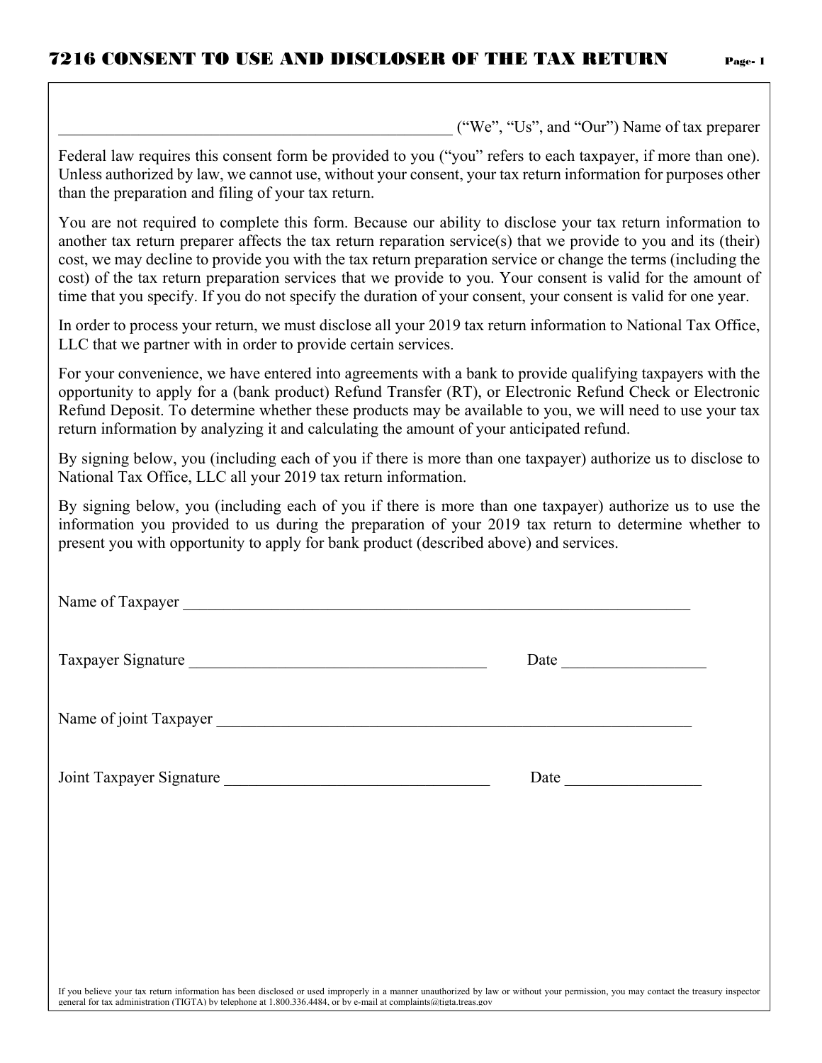# 7216 CONSENT TO USE AND DISCLOSER OF THE TAX RETURN

__________________________________________________ ("We", "Us", and "Our") Name of tax preparer

Federal law requires this consent form be provided to you ("you" refers to each taxpayer, if more than one). Unless authorized by law, we cannot use, without your consent, your tax return information for purposes other than the preparation and filing of your tax return.

You are not required to complete this form. Because our ability to disclose your tax return information to another tax return preparer affects the tax return reparation service(s) that we provide to you and its (their) cost, we may decline to provide you with the tax return preparation service or change the terms (including the cost) of the tax return preparation services that we provide to you. Your consent is valid for the amount of time that you specify. If you do not specify the duration of your consent, your consent is valid for one year.

In order to process your return, we must disclose all your 2019 tax return information to National Tax Office, LLC that we partner with in order to provide certain services.

For your convenience, we have entered into agreements with a bank to provide qualifying taxpayers with the opportunity to apply for a (bank product) Refund Transfer (RT), or Electronic Refund Check or Electronic Refund Deposit. To determine whether these products may be available to you, we will need to use your tax return information by analyzing it and calculating the amount of your anticipated refund.

By signing below, you (including each of you if there is more than one taxpayer) authorize us to disclose to National Tax Office, LLC all your 2019 tax return information.

By signing below, you (including each of you if there is more than one taxpayer) authorize us to use the information you provided to us during the preparation of your 2019 tax return to determine whether to present you with opportunity to apply for bank product (described above) and services.

Name of Taxpayer ______________________________________________________________

Taxpayer Signature ____________________________________ Date _________________

Name of joint Taxpayer _________________________________________________________

Joint Taxpayer Signature ________________________________ Date ________________

If you believe your tax return information has been disclosed or used improperly in a manner unauthorized by law or without your permission, you may contact the treasury inspector general for tax administration (TIGTA) by telephone at 1.800.336.4484, or by e-mail at complaints@tigta.treas.gov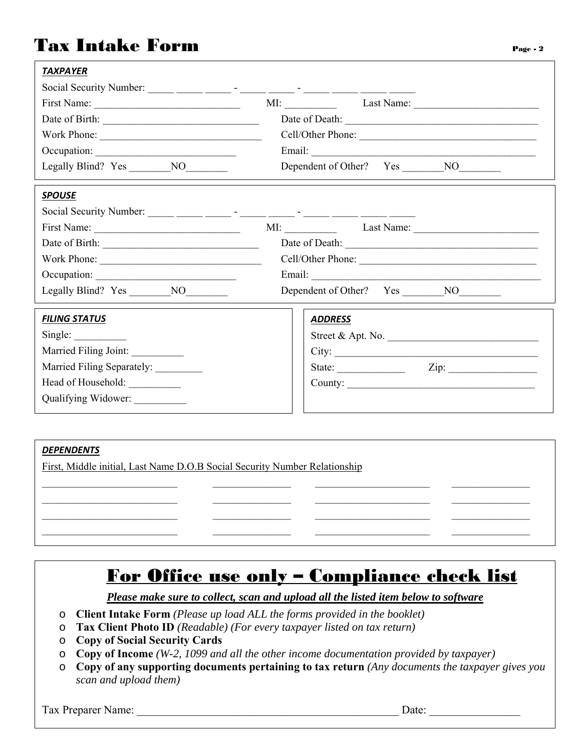# Tax Intake Form

***TAXPAYER***

Social Security Number: _____ _____ _____ - _____ _____ - _____ _____ _____ _____

First Name: ____________________________ MI: __________ Last Name: ________________________

Date of Birth: ______________________________ Date of Death: _____________________________________

Work Phone: _______________________________ Cell/Other Phone: __________________________________

Occupation: ___________________________ Email: ___________________________________________

Legally Blind? Yes ________NO________ Dependent of Other? Yes ________NO________

***SPOUSE***

Social Security Number: _____ _____ _____ - _____ _____ - _____ _____ _____ _____

First Name: ____________________________ MI: __________ Last Name: ________________________

Date of Birth: ______________________________ Date of Death: _____________________________________

Work Phone: _______________________________ Cell/Other Phone: __________________________________

Occupation: ___________________________ Email: ____________________________________________

Legally Blind? Yes ________NO________ Dependent of Other? Yes ________NO________

***FILING STATUS***

Single: __________

Married Filing Joint: __________

Married Filing Separately: _________

Head of Household: __________

Qualifying Widower: __________

***ADDRESS***

Street & Apt. No. ______________________________

City: _______________________________________

State: _____________ Zip: _________________

County: ____________________________________

***DEPENDENTS***

| First, Middle initial, Last Name | D.O.B | Social Security Number | Relationship |
|---|---|---|---|
| | | | |
| | | | |
| | | | |
| | | | |

## For Office use only – Compliance check list

***Please make sure to collect, scan and upload all the listed item below to software***

- **Client Intake Form** *(Please up load ALL the forms provided in the booklet)*
- **Tax Client Photo ID** *(Readable) (For every taxpayer listed on tax return)*
- **Copy of Social Security Cards**
- **Copy of Income** *(W-2, 1099 and all the other income documentation provided by taxpayer)*
- **Copy of any supporting documents pertaining to tax return** *(Any documents the taxpayer gives you scan and upload them)*

Tax Preparer Name: _______________________________________________ Date: ________________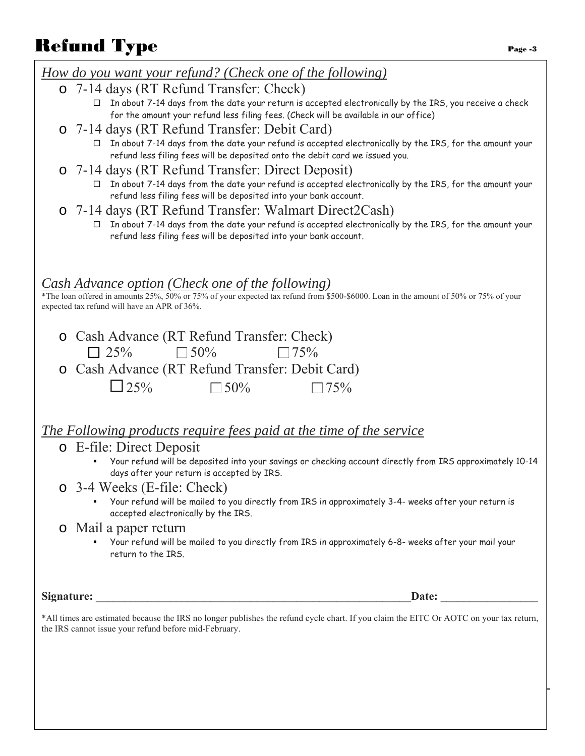# Refund Type

*How do you want your refund? (Check one of the following)*

- 7-14 days (RT Refund Transfer: Check)
  - ☐ In about 7-14 days from the date your return is accepted electronically by the IRS, you receive a check for the amount your refund less filing fees. (Check will be available in our office)
- 7-14 days (RT Refund Transfer: Debit Card)
  - ☐ In about 7-14 days from the date your refund is accepted electronically by the IRS, for the amount your refund less filing fees will be deposited onto the debit card we issued you.
- 7-14 days (RT Refund Transfer: Direct Deposit)
  - ☐ In about 7-14 days from the date your refund is accepted electronically by the IRS, for the amount your refund less filing fees will be deposited into your bank account.
- 7-14 days (RT Refund Transfer: Walmart Direct2Cash)
  - ☐ In about 7-14 days from the date your refund is accepted electronically by the IRS, for the amount your refund less filing fees will be deposited into your bank account.

*Cash Advance option (Check one of the following)*

*The loan offered in amounts 25%, 50% or 75% of your expected tax refund from $500-$6000. Loan in the amount of 50% or 75% of your expected tax refund will have an APR of 36%.

- Cash Advance (RT Refund Transfer: Check)
  - ☐ 25% ☐ 50% ☐ 75%
- Cash Advance (RT Refund Transfer: Debit Card)
  - ☐ 25% ☐ 50% ☐ 75%

*The Following products require fees paid at the time of the service*

- E-file: Direct Deposit
  - Your refund will be deposited into your savings or checking account directly from IRS approximately 10-14 days after your return is accepted by IRS.
- 3-4 Weeks (E-file: Check)
  - Your refund will be mailed to you directly from IRS in approximately 3-4- weeks after your return is accepted electronically by the IRS.
- Mail a paper return
  - Your refund will be mailed to you directly from IRS in approximately 6-8- weeks after your mail your return to the IRS.

**Signature:** ____________________________________________ **Date:** ______________

*All times are estimated because the IRS no longer publishes the refund cycle chart. If you claim the EITC Or AOTC on your tax return, the IRS cannot issue your refund before mid-February.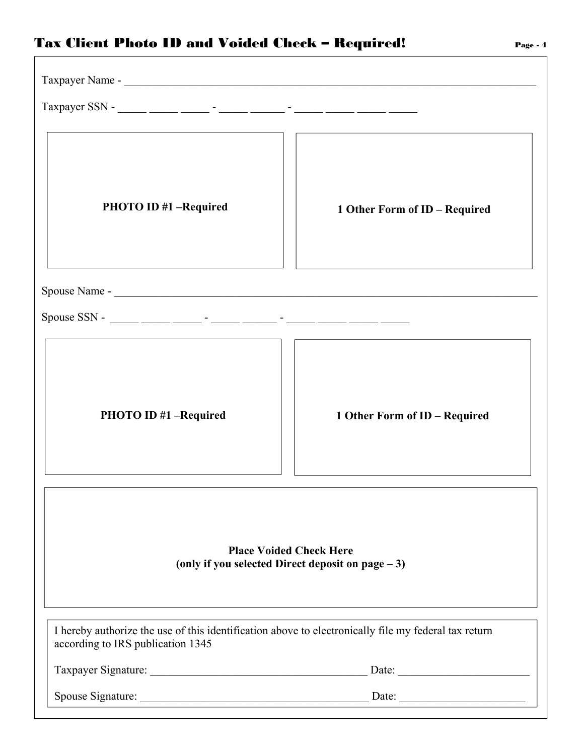# Tax Client Photo ID and Voided Check – Required!

Taxpayer Name - ______________________________________________________________

Taxpayer SSN - _____ _____ _____ - _____ ______ - _____ _____ _____ _____

| PHOTO ID #1 –Required | 1 Other Form of ID – Required |
|---|---|

Spouse Name - ______________________________________________________________

Spouse SSN - _____ _____ _____ - _____ ______ - _____ _____ _____ _____

| PHOTO ID #1 –Required | 1 Other Form of ID – Required |
|---|---|

**Place Voided Check Here**
**(only if you selected Direct deposit on page – 3)**

I hereby authorize the use of this identification above to electronically file my federal tax return according to IRS publication 1345

Taxpayer Signature: ______________________________ Date: __________________

Spouse Signature: ________________________________ Date: __________________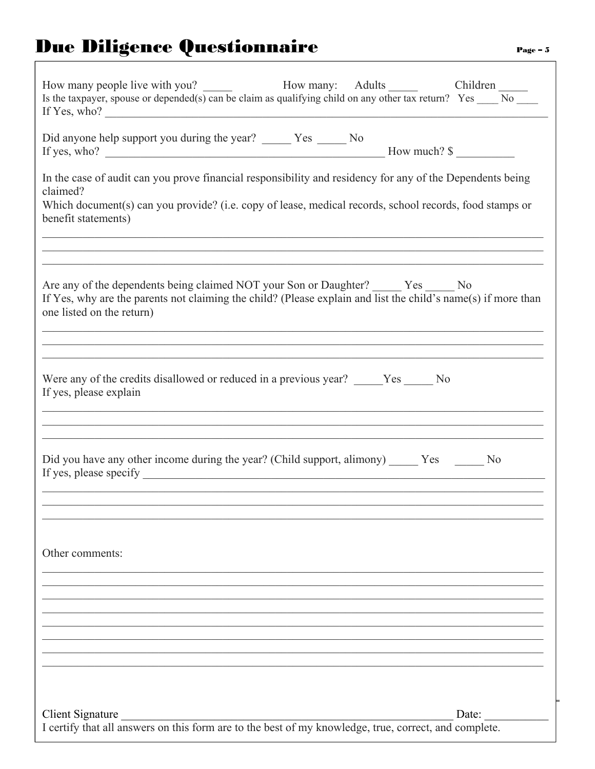# Due Diligence Questionnaire

How many people live with you? _____ How many: Adults _____ Children _____

Is the taxpayer, spouse or depended(s) can be claim as qualifying child on any other tax return? Yes ____ No ____

If Yes, who? ______________________________________________________________________________

Did anyone help support you during the year? _____ Yes _____ No

If yes, who? _______________________________________________ How much? $ __________

In the case of audit can you prove financial responsibility and residency for any of the Dependents being claimed?

Which document(s) can you provide? (i.e. copy of lease, medical records, school records, food stamps or benefit statements)

______________________________________________________________________________

______________________________________________________________________________

______________________________________________________________________________

Are any of the dependents being claimed NOT your Son or Daughter? _____ Yes _____ No

If Yes, why are the parents not claiming the child? (Please explain and list the child's name(s) if more than one listed on the return)

______________________________________________________________________________

______________________________________________________________________________

______________________________________________________________________________

Were any of the credits disallowed or reduced in a previous year? _____Yes _____ No

If yes, please explain

______________________________________________________________________________

______________________________________________________________________________

______________________________________________________________________________

Did you have any other income during the year? (Child support, alimony) _____ Yes _____ No

If yes, please specify ____________________________________________________________

______________________________________________________________________________

______________________________________________________________________________

______________________________________________________________________________

Other comments:

______________________________________________________________________________

______________________________________________________________________________

______________________________________________________________________________

______________________________________________________________________________

______________________________________________________________________________

______________________________________________________________________________

______________________________________________________________________________

______________________________________________________________________________

Client Signature ___________________________________________________________ Date: ___________

I certify that all answers on this form are to the best of my knowledge, true, correct, and complete.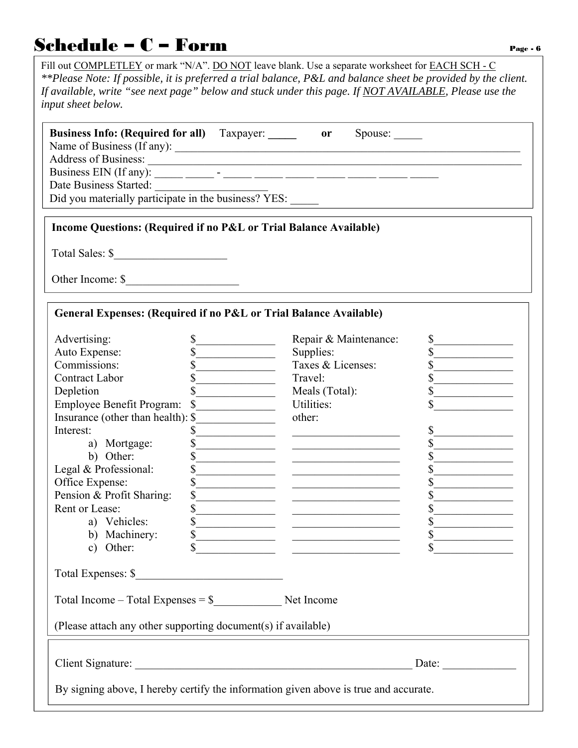# Schedule – C – Form

Fill out COMPLETLEY or mark "N/A". DO NOT leave blank. Use a separate worksheet for EACH SCH - C

*\*\*Please Note: If possible, it is preferred a trial balance, P&L and balance sheet be provided by the client. If available, write "see next page" below and stuck under this page. If NOT AVAILABLE, Please use the input sheet below.*

**Business Info: (Required for all)** Taxpayer: _____ **or** Spouse: _____

Name of Business (If any): ________________________________________________

Address of Business: ____________________________________________________

Business EIN (If any): _____ _____ - _____ _____ _____ _____ _____ _____ _____

Date Business Started: ____________________

Did you materially participate in the business? YES: _____

**Income Questions: (Required if no P&L or Trial Balance Available)**

Total Sales: $____________________

Other Income: $____________________

**General Expenses: (Required if no P&L or Trial Balance Available)**

| | | | |
|---|---|---|---|
| Advertising: | $______________ | Repair & Maintenance: | $______________ |
| Auto Expense: | $______________ | Supplies: | $______________ |
| Commissions: | $______________ | Taxes & Licenses: | $______________ |
| Contract Labor | $______________ | Travel: | $______________ |
| Depletion | $______________ | Meals (Total): | $______________ |
| Employee Benefit Program: | $______________ | Utilities: | $______________ |
| Insurance (other than health): | $______________ | other: | |
| Interest: | $______________ | ____________________ | $______________ |
| a) Mortgage: | $______________ | ____________________ | $______________ |
| b) Other: | $______________ | ____________________ | $______________ |
| Legal & Professional: | $______________ | ____________________ | $______________ |
| Office Expense: | $______________ | ____________________ | $______________ |
| Pension & Profit Sharing: | $______________ | ____________________ | $______________ |
| Rent or Lease: | $______________ | ____________________ | $______________ |
| a) Vehicles: | $______________ | ____________________ | $______________ |
| b) Machinery: | $______________ | ____________________ | $______________ |
| c) Other: | $______________ | ____________________ | $______________ |

Total Expenses: $__________________________

Total Income – Total Expenses = $____________ Net Income

(Please attach any other supporting document(s) if available)

Client Signature: ____________________________________________________ Date: _____________

By signing above, I hereby certify the information given above is true and accurate.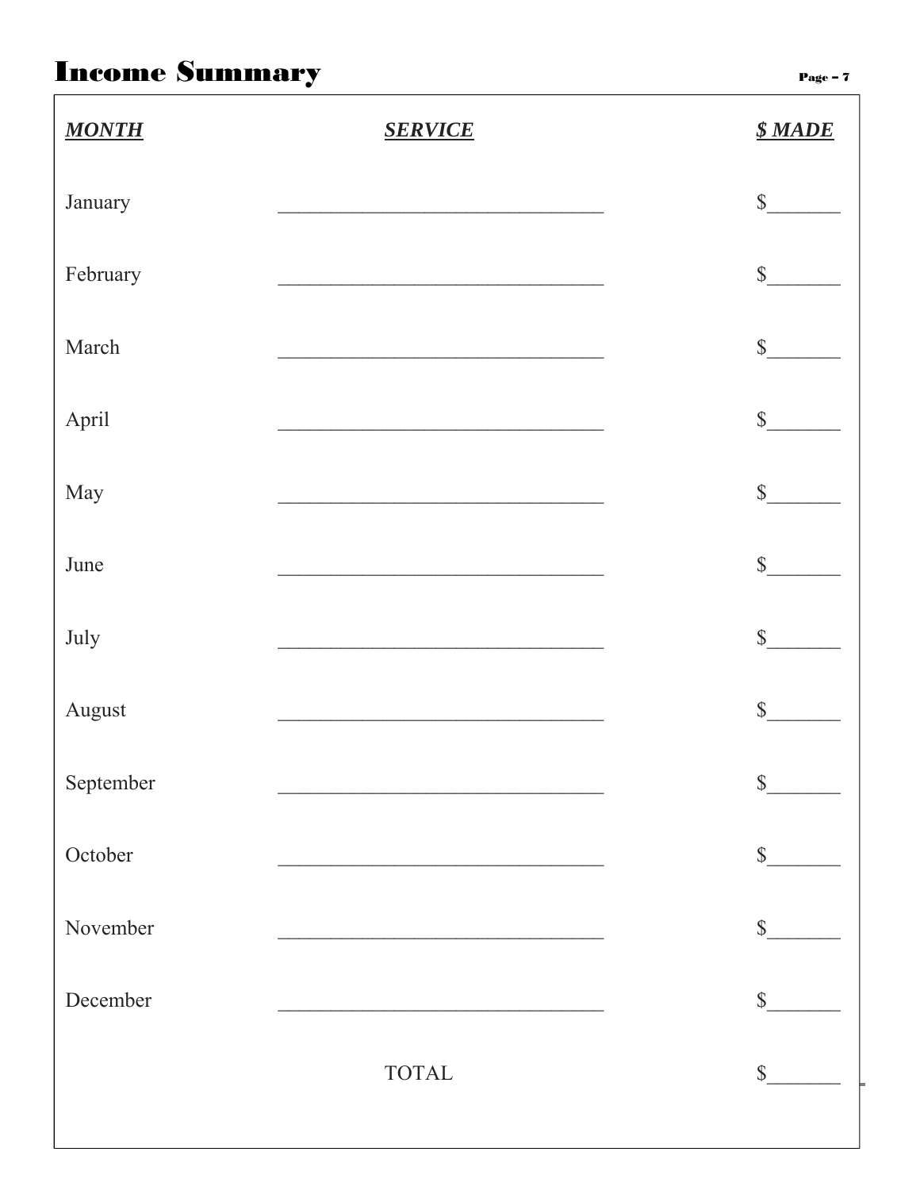# Income Summary

| ***MONTH*** | ***SERVICE*** | ***$ MADE*** |
|---|---|---|
| January | ________________________________ | $_______ |
| February | ________________________________ | $_______ |
| March | ________________________________ | $_______ |
| April | ________________________________ | $_______ |
| May | ________________________________ | $_______ |
| June | ________________________________ | $_______ |
| July | ________________________________ | $_______ |
| August | ________________________________ | $_______ |
| September | ________________________________ | $_______ |
| October | ________________________________ | $_______ |
| November | ________________________________ | $_______ |
| December | ________________________________ | $_______ |
| | TOTAL | $_______ |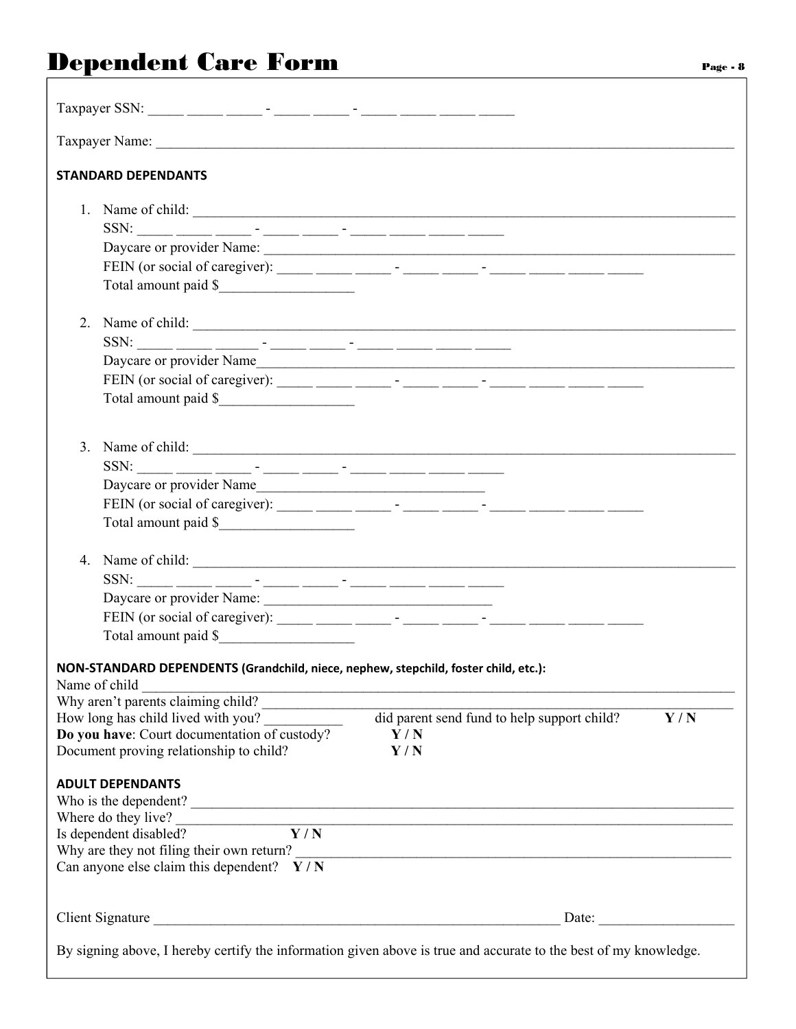# Dependent Care Form

Taxpayer SSN: _____ _____ _____ - _____ _____ - _____ _____ _____ _____

Taxpayer Name: ______________________________________________________________________________

**STANDARD DEPENDANTS**

1. Name of child: ______________________________________________________________________________
   SSN: _____ _____ _____ - _____ _____ - _____ _____ _____ _____
   Daycare or provider Name: ______________________________________________________________________
   FEIN (or social of caregiver): _____ _____ _____ - _____ _____ - _____ _____ _____ _____
   Total amount paid $__________________

2. Name of child: ______________________________________________________________________________
   SSN: _____ _____ ______ - _____ _____ - _____ _____ _____ _____
   Daycare or provider Name_______________________________________________________________________
   FEIN (or social of caregiver): _____ _____ _____ - _____ _____ - _____ _____ _____ _____
   Total amount paid $__________________

3. Name of child: ______________________________________________________________________________
   SSN: _____ _____ _____ - _____ _____ - _____ _____ _____ _____
   Daycare or provider Name________________________________
   FEIN (or social of caregiver): _____ _____ _____ - _____ _____ - _____ _____ _____ _____
   Total amount paid $__________________

4. Name of child: ______________________________________________________________________________
   SSN: _____ _____ _____ - _____ _____ - _____ _____ _____ _____
   Daycare or provider Name: ________________________________
   FEIN (or social of caregiver): _____ _____ _____ - _____ _____ - _____ _____ _____ _____
   Total amount paid $__________________

**NON-STANDARD DEPENDENTS (Grandchild, niece, nephew, stepchild, foster child, etc.):**

Name of child ______________________________________________________________________________

Why aren't parents claiming child? ______________________________________________________________

How long has child lived with you? __________ did parent send fund to help support child? **Y / N**

**Do you have**: Court documentation of custody? **Y / N**

Document proving relationship to child? **Y / N**

**ADULT DEPENDANTS**

Who is the dependent? __________________________________________________________________________

Where do they live? ____________________________________________________________________________

Is dependent disabled? **Y / N**

Why are they not filing their own return? _____________________________________________________

Can anyone else claim this dependent? **Y / N**

Client Signature ___________________________________________________________ Date: ___________________

By signing above, I hereby certify the information given above is true and accurate to the best of my knowledge.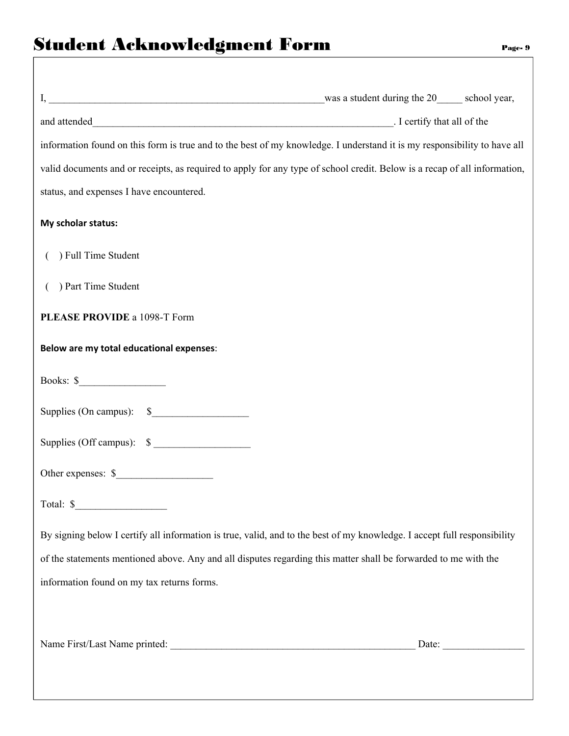# Student Acknowledgment Form

I, ________________________________________________________was a student during the 20_____ school year, and attended______________________________________________________________. I certify that all of the information found on this form is true and to the best of my knowledge. I understand it is my responsibility to have all valid documents and or receipts, as required to apply for any type of school credit. Below is a recap of all information, status, and expenses I have encountered.

**My scholar status:**

( ) Full Time Student

( ) Part Time Student

**PLEASE PROVIDE** a 1098-T Form

**Below are my total educational expenses**:

Books: $_________________

Supplies (On campus): $___________________

Supplies (Off campus): $ ___________________

Other expenses: $___________________

Total: $__________________

By signing below I certify all information is true, valid, and to the best of my knowledge. I accept full responsibility of the statements mentioned above. Any and all disputes regarding this matter shall be forwarded to me with the information found on my tax returns forms.

Name First/Last Name printed: __________________________________________________ Date: ________________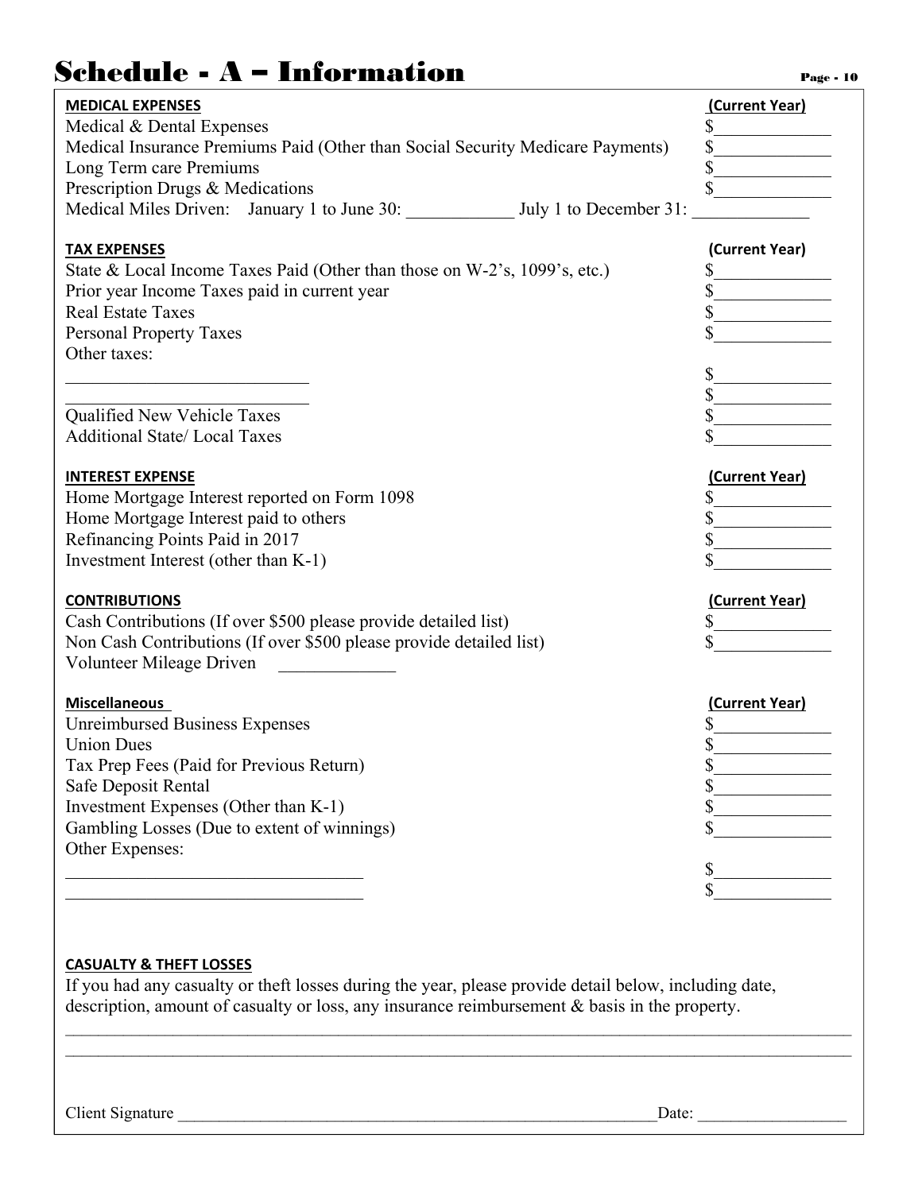# Schedule - A – Information

**MEDICAL EXPENSES** **(Current Year)**

Medical & Dental Expenses $____________

Medical Insurance Premiums Paid (Other than Social Security Medicare Payments) $____________

Long Term care Premiums $____________

Prescription Drugs & Medications $____________

Medical Miles Driven: January 1 to June 30: ____________ July 1 to December 31: ____________

**TAX EXPENSES** **(Current Year)**

State & Local Income Taxes Paid (Other than those on W-2's, 1099's, etc.) $____________

Prior year Income Taxes paid in current year $____________

Real Estate Taxes $____________

Personal Property Taxes $____________

Other taxes:

____________________________ $____________

____________________________ $____________

Qualified New Vehicle Taxes $____________

Additional State/ Local Taxes $____________

**INTEREST EXPENSE** **(Current Year)**

Home Mortgage Interest reported on Form 1098 $____________

Home Mortgage Interest paid to others $____________

Refinancing Points Paid in 2017 $____________

Investment Interest (other than K-1) $____________

**CONTRIBUTIONS** **(Current Year)**

Cash Contributions (If over $500 please provide detailed list) $____________

Non Cash Contributions (If over $500 please provide detailed list) $____________

Volunteer Mileage Driven ____________

**Miscellaneous** **(Current Year)**

Unreimbursed Business Expenses $____________

Union Dues $____________

Tax Prep Fees (Paid for Previous Return) $____________

Safe Deposit Rental $____________

Investment Expenses (Other than K-1) $____________

Gambling Losses (Due to extent of winnings) $____________

Other Expenses:

________________________________ $____________

________________________________ $____________

**CASUALTY & THEFT LOSSES**

If you had any casualty or theft losses during the year, please provide detail below, including date, description, amount of casualty or loss, any insurance reimbursement & basis in the property.

_____________________________________________________________________________________

_____________________________________________________________________________________

Client Signature ________________________________________________ Date: ________________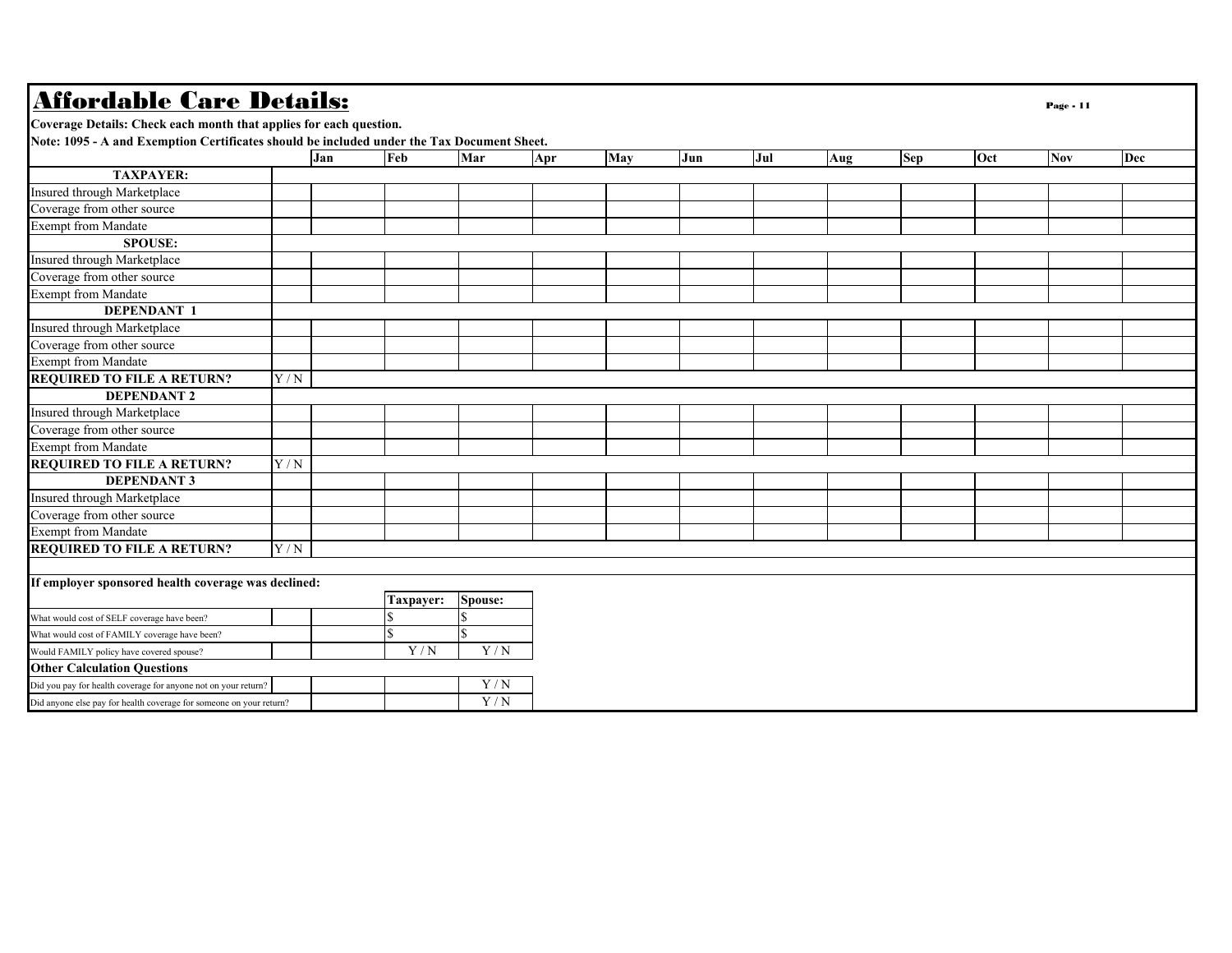# Affordable Care Details:

**Coverage Details: Check each month that applies for each question.**

**Note: 1095 - A and Exemption Certificates should be included under the Tax Document Sheet.**

| | | Jan | Feb | Mar | Apr | May | Jun | Jul | Aug | Sep | Oct | Nov | Dec |
|---|---|---|---|---|---|---|---|---|---|---|---|---|---|
| **TAXPAYER:** | | | | | | | | | | | | | |
| Insured through Marketplace | | | | | | | | | | | | | |
| Coverage from other source | | | | | | | | | | | | | |
| Exempt from Mandate | | | | | | | | | | | | | |
| **SPOUSE:** | | | | | | | | | | | | | |
| Insured through Marketplace | | | | | | | | | | | | | |
| Coverage from other source | | | | | | | | | | | | | |
| Exempt from Mandate | | | | | | | | | | | | | |
| **DEPENDANT 1** | | | | | | | | | | | | | |
| Insured through Marketplace | | | | | | | | | | | | | |
| Coverage from other source | | | | | | | | | | | | | |
| Exempt from Mandate | | | | | | | | | | | | | |
| **REQUIRED TO FILE A RETURN?** | Y / N | | | | | | | | | | | | |
| **DEPENDANT 2** | | | | | | | | | | | | | |
| Insured through Marketplace | | | | | | | | | | | | | |
| Coverage from other source | | | | | | | | | | | | | |
| Exempt from Mandate | | | | | | | | | | | | | |
| **REQUIRED TO FILE A RETURN?** | Y / N | | | | | | | | | | | | |
| **DEPENDANT 3** | | | | | | | | | | | | | |
| Insured through Marketplace | | | | | | | | | | | | | |
| Coverage from other source | | | | | | | | | | | | | |
| Exempt from Mandate | | | | | | | | | | | | | |
| **REQUIRED TO FILE A RETURN?** | Y / N | | | | | | | | | | | | |

**If employer sponsored health coverage was declined:**

| | | | Taxpayer: | Spouse: |
|---|---|---|---|---|
| What would cost of SELF coverage have been? | | | $ | $ |
| What would cost of FAMILY coverage have been? | | | $ | $ |
| Would FAMILY policy have covered spouse? | | | Y / N | Y / N |

**Other Calculation Questions**

| | | | |
|---|---|---|---|
| Did you pay for health coverage for anyone not on your return? | | | Y / N |
| Did anyone else pay for health coverage for someone on your return? | | | Y / N |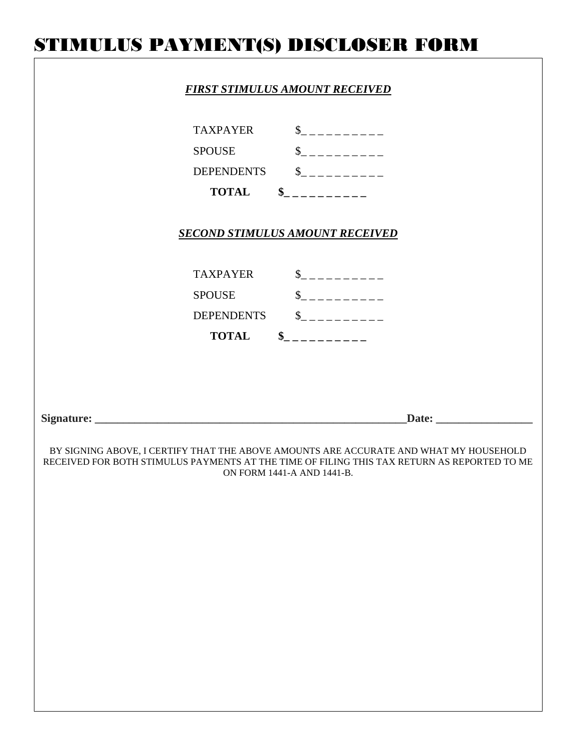# STIMULUS PAYMENT(S) DISCLOSER FORM

***FIRST STIMULUS AMOUNT RECEIVED***

| | |
|---|---|
| TAXPAYER | $_ _ _ _ _ _ _ _ _ _ |
| SPOUSE | $_ _ _ _ _ _ _ _ _ _ |
| DEPENDENTS | $_ _ _ _ _ _ _ _ _ _ |
| **TOTAL** | **$_ _ _ _ _ _ _ _ _ _** |

***SECOND STIMULUS AMOUNT RECEIVED***

| | |
|---|---|
| TAXPAYER | $_ _ _ _ _ _ _ _ _ _ |
| SPOUSE | $_ _ _ _ _ _ _ _ _ _ |
| DEPENDENTS | $_ _ _ _ _ _ _ _ _ _ |
| **TOTAL** | **$_ _ _ _ _ _ _ _ _ _** |

**Signature: \_\_\_\_\_\_\_\_\_\_\_\_\_\_\_\_\_\_\_\_\_\_\_\_\_\_\_\_\_\_\_\_\_\_\_\_\_\_\_\_\_\_\_\_\_\_\_\_\_\_\_\_\_\_\_\_\_\_\_\_Date: \_\_\_\_\_\_\_\_\_\_\_\_\_\_\_\_\_\_**

BY SIGNING ABOVE, I CERTIFY THAT THE ABOVE AMOUNTS ARE ACCURATE AND WHAT MY HOUSEHOLD RECEIVED FOR BOTH STIMULUS PAYMENTS AT THE TIME OF FILING THIS TAX RETURN AS REPORTED TO ME ON FORM 1441-A AND 1441-B.